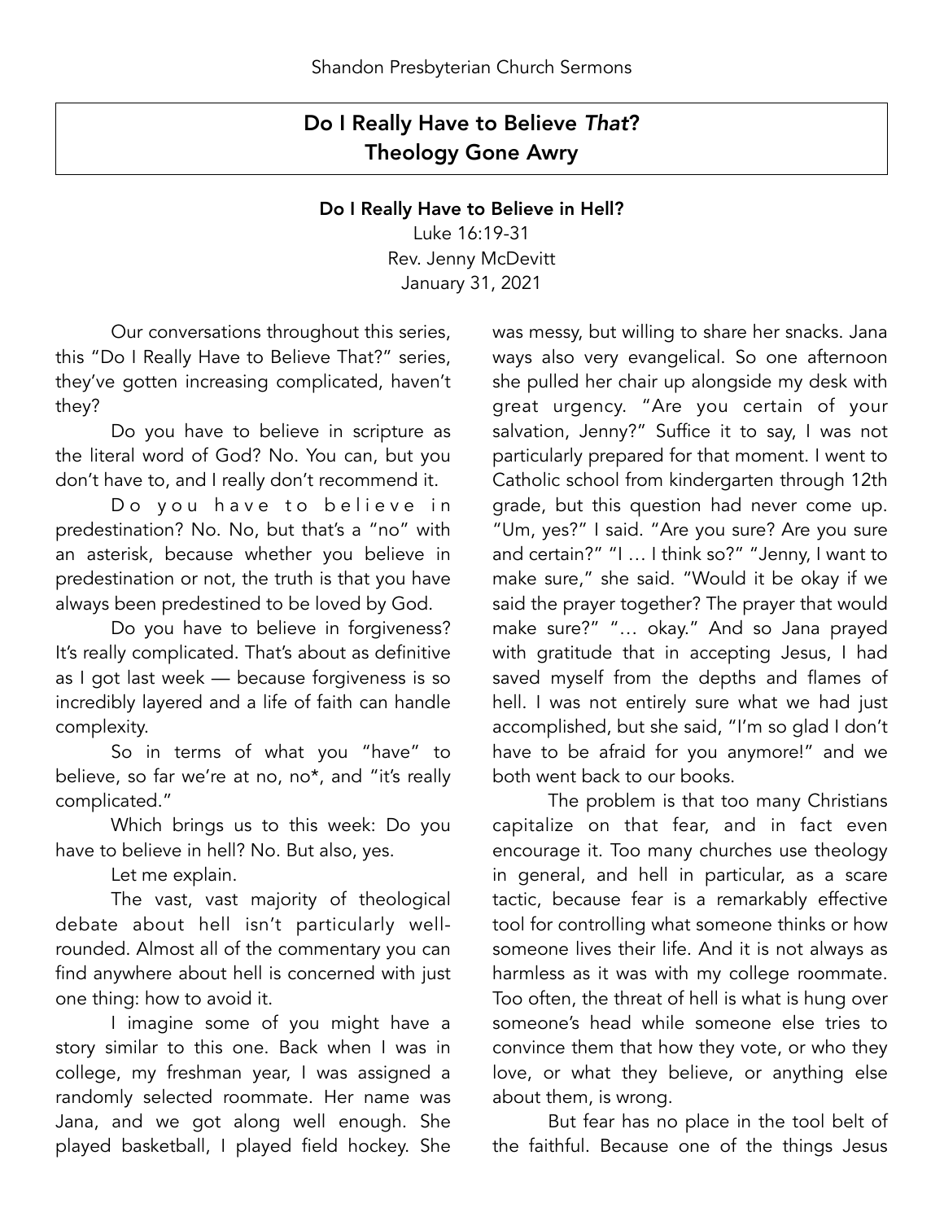# Do I Really Have to Believe *That*?
# Theology Gone Awry

## Do I Really Have to Believe in Hell?

Luke 16:19-31
Rev. Jenny McDevitt
January 31, 2021

Our conversations throughout this series, this "Do I Really Have to Believe That?" series, they've gotten increasing complicated, haven't they?

Do you have to believe in scripture as the literal word of God? No. You can, but you don't have to, and I really don't recommend it.

Do you have to believe in predestination? No. No, but that's a "no" with an asterisk, because whether you believe in predestination or not, the truth is that you have always been predestined to be loved by God.

Do you have to believe in forgiveness? It's really complicated. That's about as definitive as I got last week — because forgiveness is so incredibly layered and a life of faith can handle complexity.

So in terms of what you "have" to believe, so far we're at no, no*, and "it's really complicated."

Which brings us to this week: Do you have to believe in hell? No. But also, yes.

Let me explain.

The vast, vast majority of theological debate about hell isn't particularly well-rounded. Almost all of the commentary you can find anywhere about hell is concerned with just one thing: how to avoid it.

I imagine some of you might have a story similar to this one. Back when I was in college, my freshman year, I was assigned a randomly selected roommate. Her name was Jana, and we got along well enough. She played basketball, I played field hockey. She was messy, but willing to share her snacks. Jana ways also very evangelical. So one afternoon she pulled her chair up alongside my desk with great urgency. "Are you certain of your salvation, Jenny?" Suffice it to say, I was not particularly prepared for that moment. I went to Catholic school from kindergarten through 12th grade, but this question had never come up. "Um, yes?" I said. "Are you sure? Are you sure and certain?" "I … I think so?" "Jenny, I want to make sure," she said. "Would it be okay if we said the prayer together? The prayer that would make sure?" "… okay." And so Jana prayed with gratitude that in accepting Jesus, I had saved myself from the depths and flames of hell. I was not entirely sure what we had just accomplished, but she said, "I'm so glad I don't have to be afraid for you anymore!" and we both went back to our books.

The problem is that too many Christians capitalize on that fear, and in fact even encourage it. Too many churches use theology in general, and hell in particular, as a scare tactic, because fear is a remarkably effective tool for controlling what someone thinks or how someone lives their life. And it is not always as harmless as it was with my college roommate. Too often, the threat of hell is what is hung over someone's head while someone else tries to convince them that how they vote, or who they love, or what they believe, or anything else about them, is wrong.

But fear has no place in the tool belt of the faithful. Because one of the things Jesus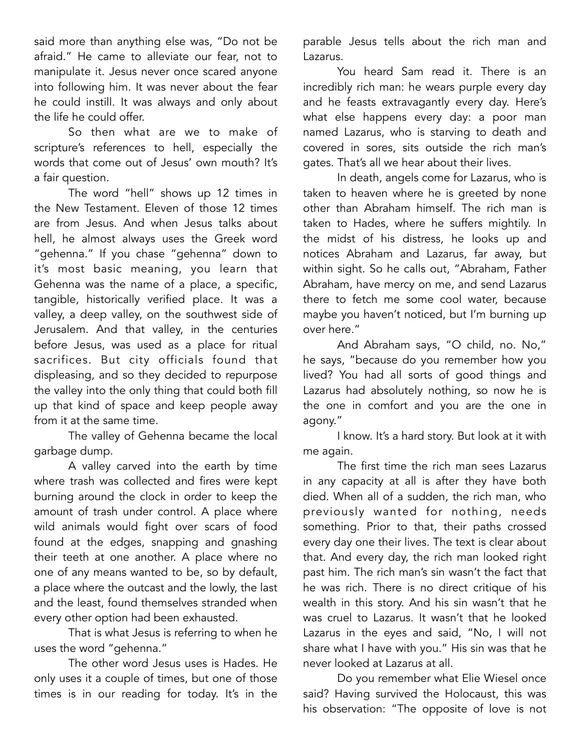said more than anything else was, "Do not be afraid." He came to alleviate our fear, not to manipulate it. Jesus never once scared anyone into following him. It was never about the fear he could instill. It was always and only about the life he could offer.

So then what are we to make of scripture's references to hell, especially the words that come out of Jesus' own mouth? It's a fair question.

The word "hell" shows up 12 times in the New Testament. Eleven of those 12 times are from Jesus. And when Jesus talks about hell, he almost always uses the Greek word "gehenna." If you chase "gehenna" down to it's most basic meaning, you learn that Gehenna was the name of a place, a specific, tangible, historically verified place. It was a valley, a deep valley, on the southwest side of Jerusalem. And that valley, in the centuries before Jesus, was used as a place for ritual sacrifices. But city officials found that displeasing, and so they decided to repurpose the valley into the only thing that could both fill up that kind of space and keep people away from it at the same time.

The valley of Gehenna became the local garbage dump.

A valley carved into the earth by time where trash was collected and fires were kept burning around the clock in order to keep the amount of trash under control. A place where wild animals would fight over scars of food found at the edges, snapping and gnashing their teeth at one another. A place where no one of any means wanted to be, so by default, a place where the outcast and the lowly, the last and the least, found themselves stranded when every other option had been exhausted.

That is what Jesus is referring to when he uses the word "gehenna."

The other word Jesus uses is Hades. He only uses it a couple of times, but one of those times is in our reading for today. It's in the parable Jesus tells about the rich man and Lazarus.

You heard Sam read it. There is an incredibly rich man: he wears purple every day and he feasts extravagantly every day. Here's what else happens every day: a poor man named Lazarus, who is starving to death and covered in sores, sits outside the rich man's gates. That's all we hear about their lives.

In death, angels come for Lazarus, who is taken to heaven where he is greeted by none other than Abraham himself. The rich man is taken to Hades, where he suffers mightily. In the midst of his distress, he looks up and notices Abraham and Lazarus, far away, but within sight. So he calls out, "Abraham, Father Abraham, have mercy on me, and send Lazarus there to fetch me some cool water, because maybe you haven't noticed, but I'm burning up over here."

And Abraham says, "O child, no. No," he says, "because do you remember how you lived? You had all sorts of good things and Lazarus had absolutely nothing, so now he is the one in comfort and you are the one in agony."

I know. It's a hard story. But look at it with me again.

The first time the rich man sees Lazarus in any capacity at all is after they have both died. When all of a sudden, the rich man, who previously wanted for nothing, needs something. Prior to that, their paths crossed every day one their lives. The text is clear about that. And every day, the rich man looked right past him. The rich man's sin wasn't the fact that he was rich. There is no direct critique of his wealth in this story. And his sin wasn't that he was cruel to Lazarus. It wasn't that he looked Lazarus in the eyes and said, "No, I will not share what I have with you." His sin was that he never looked at Lazarus at all.

Do you remember what Elie Wiesel once said? Having survived the Holocaust, this was his observation: "The opposite of love is not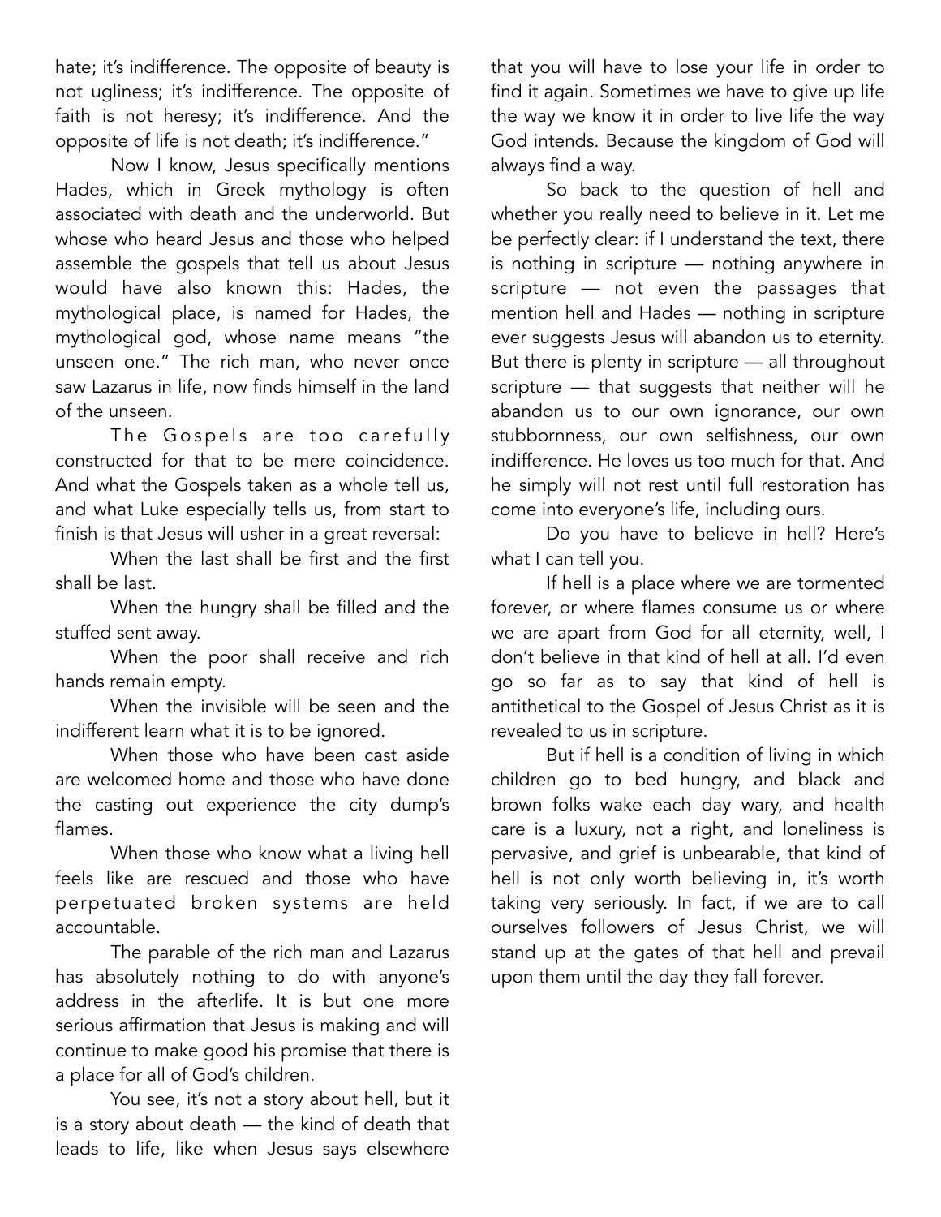hate; it's indifference. The opposite of beauty is not ugliness; it's indifference. The opposite of faith is not heresy; it's indifference. And the opposite of life is not death; it's indifference."

Now I know, Jesus specifically mentions Hades, which in Greek mythology is often associated with death and the underworld. But whose who heard Jesus and those who helped assemble the gospels that tell us about Jesus would have also known this: Hades, the mythological place, is named for Hades, the mythological god, whose name means "the unseen one." The rich man, who never once saw Lazarus in life, now finds himself in the land of the unseen.

The Gospels are too carefully constructed for that to be mere coincidence. And what the Gospels taken as a whole tell us, and what Luke especially tells us, from start to finish is that Jesus will usher in a great reversal:

When the last shall be first and the first shall be last.

When the hungry shall be filled and the stuffed sent away.

When the poor shall receive and rich hands remain empty.

When the invisible will be seen and the indifferent learn what it is to be ignored.

When those who have been cast aside are welcomed home and those who have done the casting out experience the city dump's flames.

When those who know what a living hell feels like are rescued and those who have perpetuated broken systems are held accountable.

The parable of the rich man and Lazarus has absolutely nothing to do with anyone's address in the afterlife. It is but one more serious affirmation that Jesus is making and will continue to make good his promise that there is a place for all of God's children.

You see, it's not a story about hell, but it is a story about death — the kind of death that leads to life, like when Jesus says elsewhere that you will have to lose your life in order to find it again. Sometimes we have to give up life the way we know it in order to live life the way God intends. Because the kingdom of God will always find a way.

So back to the question of hell and whether you really need to believe in it. Let me be perfectly clear: if I understand the text, there is nothing in scripture — nothing anywhere in scripture — not even the passages that mention hell and Hades — nothing in scripture ever suggests Jesus will abandon us to eternity. But there is plenty in scripture — all throughout scripture — that suggests that neither will he abandon us to our own ignorance, our own stubbornness, our own selfishness, our own indifference. He loves us too much for that. And he simply will not rest until full restoration has come into everyone's life, including ours.

Do you have to believe in hell? Here's what I can tell you.

If hell is a place where we are tormented forever, or where flames consume us or where we are apart from God for all eternity, well, I don't believe in that kind of hell at all. I'd even go so far as to say that kind of hell is antithetical to the Gospel of Jesus Christ as it is revealed to us in scripture.

But if hell is a condition of living in which children go to bed hungry, and black and brown folks wake each day wary, and health care is a luxury, not a right, and loneliness is pervasive, and grief is unbearable, that kind of hell is not only worth believing in, it's worth taking very seriously. In fact, if we are to call ourselves followers of Jesus Christ, we will stand up at the gates of that hell and prevail upon them until the day they fall forever.